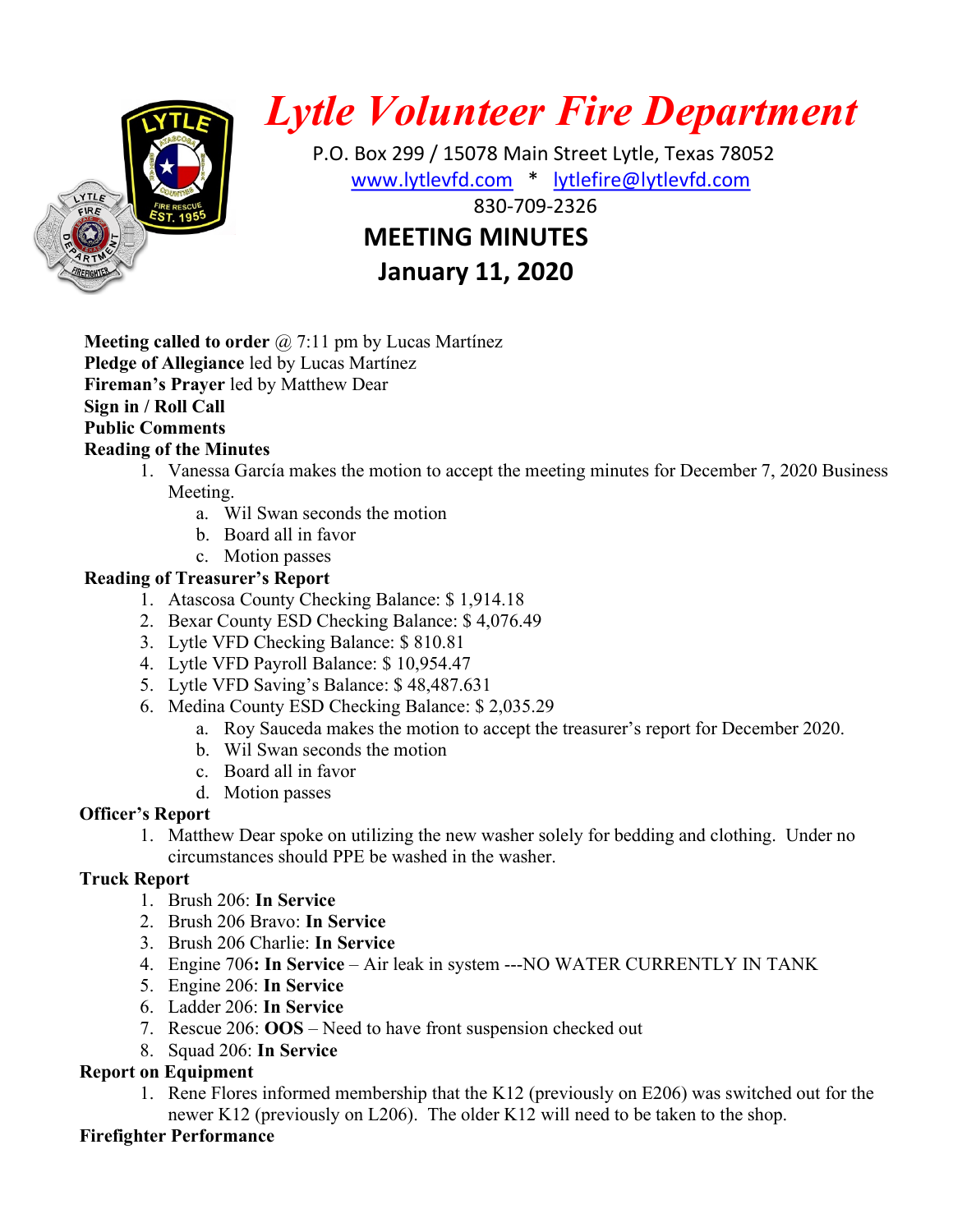# *Lytle Volunteer Fire Department*

P.O. Box 299 / 15078 Main Street Lytle, Texas 78052
www.lytlevfd.com * lytlefire@lytlevfd.com
830-709-2326

## MEETING MINUTES
## January 11, 2020

**Meeting called to order** @ 7:11 pm by Lucas Martínez
**Pledge of Allegiance** led by Lucas Martínez
**Fireman's Prayer** led by Matthew Dear
**Sign in / Roll Call**
**Public Comments**
**Reading of the Minutes**

1. Vanessa García makes the motion to accept the meeting minutes for December 7, 2020 Business Meeting.
   a. Wil Swan seconds the motion
   b. Board all in favor
   c. Motion passes

**Reading of Treasurer's Report**

1. Atascosa County Checking Balance: $ 1,914.18
2. Bexar County ESD Checking Balance: $ 4,076.49
3. Lytle VFD Checking Balance: $ 810.81
4. Lytle VFD Payroll Balance: $ 10,954.47
5. Lytle VFD Saving's Balance: $ 48,487.631
6. Medina County ESD Checking Balance: $ 2,035.29
   a. Roy Sauceda makes the motion to accept the treasurer's report for December 2020.
   b. Wil Swan seconds the motion
   c. Board all in favor
   d. Motion passes

**Officer's Report**

1. Matthew Dear spoke on utilizing the new washer solely for bedding and clothing. Under no circumstances should PPE be washed in the washer.

**Truck Report**

1. Brush 206: **In Service**
2. Brush 206 Bravo: **In Service**
3. Brush 206 Charlie: **In Service**
4. Engine 706**: In Service** – Air leak in system ---NO WATER CURRENTLY IN TANK
5. Engine 206: **In Service**
6. Ladder 206: **In Service**
7. Rescue 206: **OOS** – Need to have front suspension checked out
8. Squad 206: **In Service**

**Report on Equipment**

1. Rene Flores informed membership that the K12 (previously on E206) was switched out for the newer K12 (previously on L206). The older K12 will need to be taken to the shop.

**Firefighter Performance**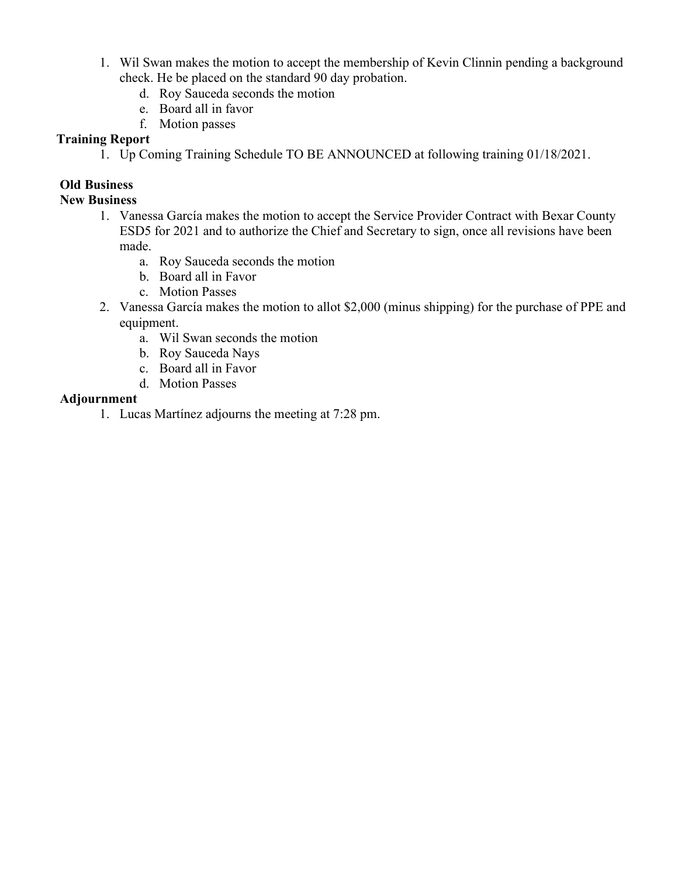1. Wil Swan makes the motion to accept the membership of Kevin Clinnin pending a background check. He be placed on the standard 90 day probation.
   d. Roy Sauceda seconds the motion
   e. Board all in favor
   f. Motion passes

**Training Report**

1. Up Coming Training Schedule TO BE ANNOUNCED at following training 01/18/2021.

**Old Business**

**New Business**

1. Vanessa García makes the motion to accept the Service Provider Contract with Bexar County ESD5 for 2021 and to authorize the Chief and Secretary to sign, once all revisions have been made.
   a. Roy Sauceda seconds the motion
   b. Board all in Favor
   c. Motion Passes
2. Vanessa García makes the motion to allot $2,000 (minus shipping) for the purchase of PPE and equipment.
   a. Wil Swan seconds the motion
   b. Roy Sauceda Nays
   c. Board all in Favor
   d. Motion Passes

**Adjournment**

1. Lucas Martínez adjourns the meeting at 7:28 pm.